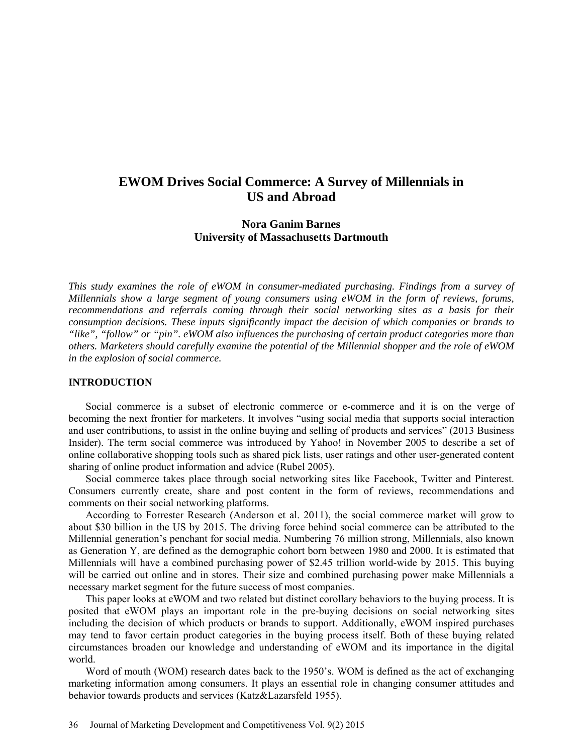# EWOM Drives Social Commerce: A Survey of Millennials in US and Abroad

**Nora Ganim Barnes**
**University of Massachusetts Dartmouth**

*This study examines the role of eWOM in consumer-mediated purchasing. Findings from a survey of Millennials show a large segment of young consumers using eWOM in the form of reviews, forums, recommendations and referrals coming through their social networking sites as a basis for their consumption decisions. These inputs significantly impact the decision of which companies or brands to "like", "follow" or "pin". eWOM also influences the purchasing of certain product categories more than others. Marketers should carefully examine the potential of the Millennial shopper and the role of eWOM in the explosion of social commerce.*

## INTRODUCTION

Social commerce is a subset of electronic commerce or e-commerce and it is on the verge of becoming the next frontier for marketers. It involves "using social media that supports social interaction and user contributions, to assist in the online buying and selling of products and services" (2013 Business Insider). The term social commerce was introduced by Yahoo! in November 2005 to describe a set of online collaborative shopping tools such as shared pick lists, user ratings and other user-generated content sharing of online product information and advice (Rubel 2005).

Social commerce takes place through social networking sites like Facebook, Twitter and Pinterest. Consumers currently create, share and post content in the form of reviews, recommendations and comments on their social networking platforms.

According to Forrester Research (Anderson et al. 2011), the social commerce market will grow to about $30 billion in the US by 2015. The driving force behind social commerce can be attributed to the Millennial generation's penchant for social media. Numbering 76 million strong, Millennials, also known as Generation Y, are defined as the demographic cohort born between 1980 and 2000. It is estimated that Millennials will have a combined purchasing power of $2.45 trillion world-wide by 2015. This buying will be carried out online and in stores. Their size and combined purchasing power make Millennials a necessary market segment for the future success of most companies.

This paper looks at eWOM and two related but distinct corollary behaviors to the buying process. It is posited that eWOM plays an important role in the pre-buying decisions on social networking sites including the decision of which products or brands to support. Additionally, eWOM inspired purchases may tend to favor certain product categories in the buying process itself. Both of these buying related circumstances broaden our knowledge and understanding of eWOM and its importance in the digital world.

Word of mouth (WOM) research dates back to the 1950's. WOM is defined as the act of exchanging marketing information among consumers. It plays an essential role in changing consumer attitudes and behavior towards products and services (Katz&Lazarsfeld 1955).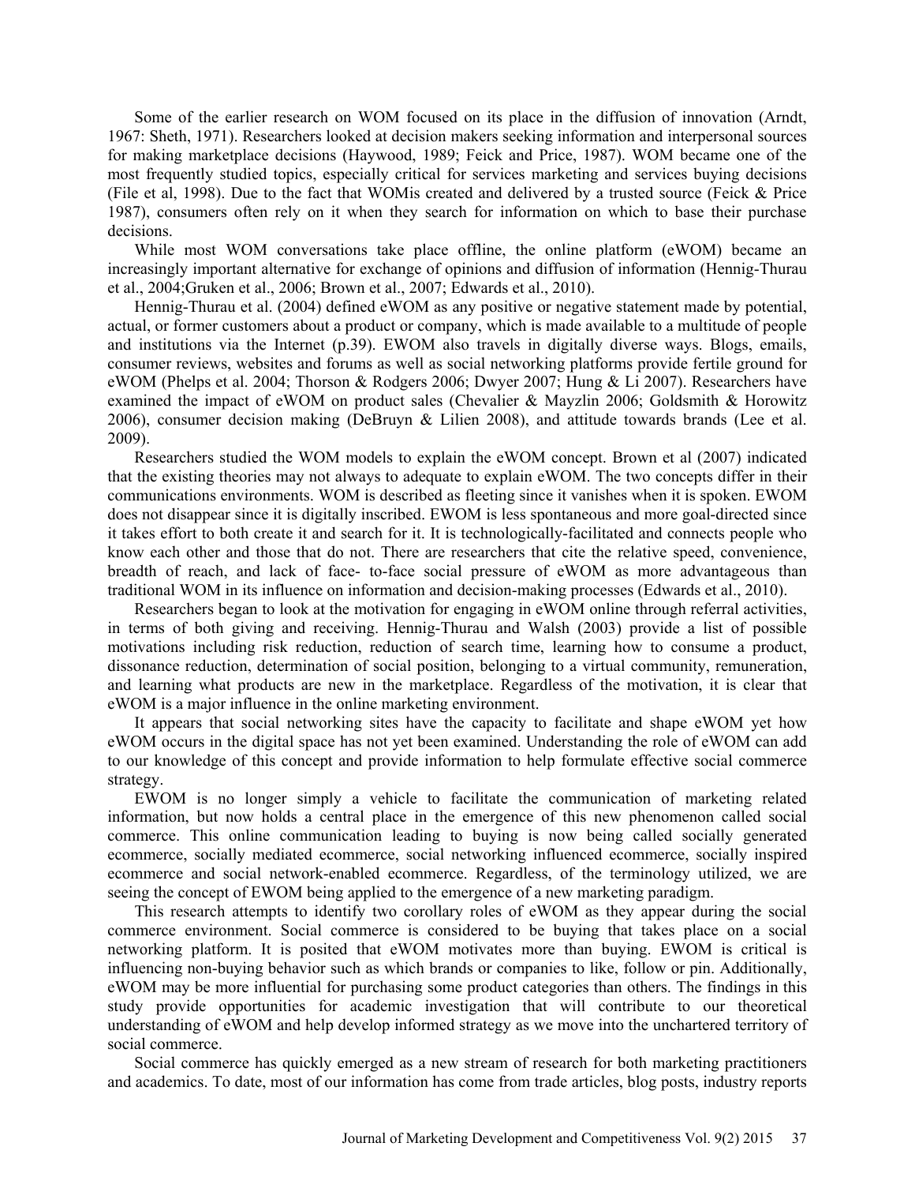Some of the earlier research on WOM focused on its place in the diffusion of innovation (Arndt, 1967: Sheth, 1971). Researchers looked at decision makers seeking information and interpersonal sources for making marketplace decisions (Haywood, 1989; Feick and Price, 1987). WOM became one of the most frequently studied topics, especially critical for services marketing and services buying decisions (File et al, 1998). Due to the fact that WOMis created and delivered by a trusted source (Feick & Price 1987), consumers often rely on it when they search for information on which to base their purchase decisions.

While most WOM conversations take place offline, the online platform (eWOM) became an increasingly important alternative for exchange of opinions and diffusion of information (Hennig-Thurau et al., 2004;Gruken et al., 2006; Brown et al., 2007; Edwards et al., 2010).

Hennig-Thurau et al. (2004) defined eWOM as any positive or negative statement made by potential, actual, or former customers about a product or company, which is made available to a multitude of people and institutions via the Internet (p.39). EWOM also travels in digitally diverse ways. Blogs, emails, consumer reviews, websites and forums as well as social networking platforms provide fertile ground for eWOM (Phelps et al. 2004; Thorson & Rodgers 2006; Dwyer 2007; Hung & Li 2007). Researchers have examined the impact of eWOM on product sales (Chevalier & Mayzlin 2006; Goldsmith & Horowitz 2006), consumer decision making (DeBruyn & Lilien 2008), and attitude towards brands (Lee et al. 2009).

Researchers studied the WOM models to explain the eWOM concept. Brown et al (2007) indicated that the existing theories may not always to adequate to explain eWOM. The two concepts differ in their communications environments. WOM is described as fleeting since it vanishes when it is spoken. EWOM does not disappear since it is digitally inscribed. EWOM is less spontaneous and more goal-directed since it takes effort to both create it and search for it. It is technologically-facilitated and connects people who know each other and those that do not. There are researchers that cite the relative speed, convenience, breadth of reach, and lack of face- to-face social pressure of eWOM as more advantageous than traditional WOM in its influence on information and decision-making processes (Edwards et al., 2010).

Researchers began to look at the motivation for engaging in eWOM online through referral activities, in terms of both giving and receiving. Hennig-Thurau and Walsh (2003) provide a list of possible motivations including risk reduction, reduction of search time, learning how to consume a product, dissonance reduction, determination of social position, belonging to a virtual community, remuneration, and learning what products are new in the marketplace. Regardless of the motivation, it is clear that eWOM is a major influence in the online marketing environment.

It appears that social networking sites have the capacity to facilitate and shape eWOM yet how eWOM occurs in the digital space has not yet been examined. Understanding the role of eWOM can add to our knowledge of this concept and provide information to help formulate effective social commerce strategy.

EWOM is no longer simply a vehicle to facilitate the communication of marketing related information, but now holds a central place in the emergence of this new phenomenon called social commerce. This online communication leading to buying is now being called socially generated ecommerce, socially mediated ecommerce, social networking influenced ecommerce, socially inspired ecommerce and social network-enabled ecommerce. Regardless, of the terminology utilized, we are seeing the concept of EWOM being applied to the emergence of a new marketing paradigm.

This research attempts to identify two corollary roles of eWOM as they appear during the social commerce environment. Social commerce is considered to be buying that takes place on a social networking platform. It is posited that eWOM motivates more than buying. EWOM is critical is influencing non-buying behavior such as which brands or companies to like, follow or pin. Additionally, eWOM may be more influential for purchasing some product categories than others. The findings in this study provide opportunities for academic investigation that will contribute to our theoretical understanding of eWOM and help develop informed strategy as we move into the unchartered territory of social commerce.

Social commerce has quickly emerged as a new stream of research for both marketing practitioners and academics. To date, most of our information has come from trade articles, blog posts, industry reports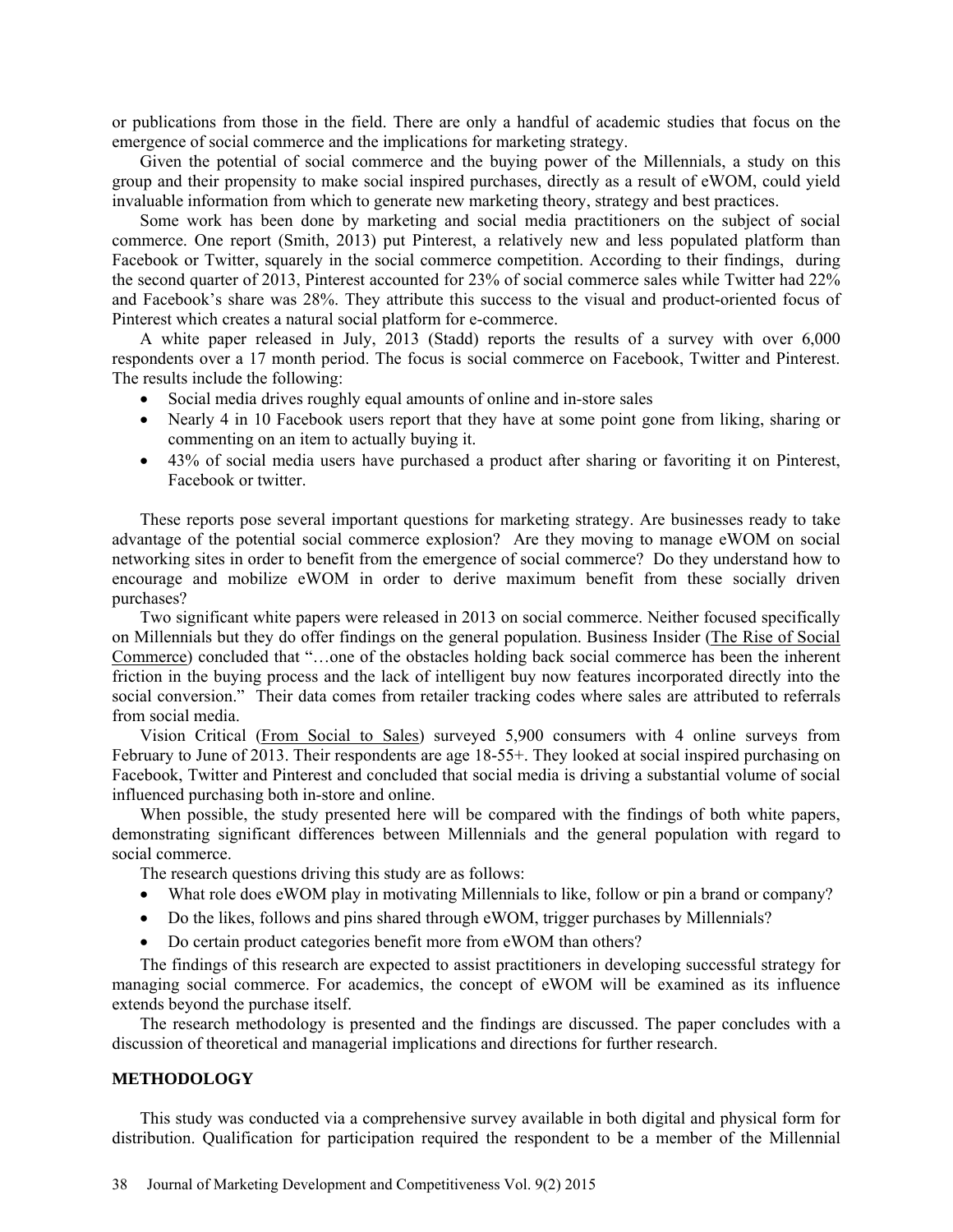or publications from those in the field. There are only a handful of academic studies that focus on the emergence of social commerce and the implications for marketing strategy.

Given the potential of social commerce and the buying power of the Millennials, a study on this group and their propensity to make social inspired purchases, directly as a result of eWOM, could yield invaluable information from which to generate new marketing theory, strategy and best practices.

Some work has been done by marketing and social media practitioners on the subject of social commerce. One report (Smith, 2013) put Pinterest, a relatively new and less populated platform than Facebook or Twitter, squarely in the social commerce competition. According to their findings, during the second quarter of 2013, Pinterest accounted for 23% of social commerce sales while Twitter had 22% and Facebook's share was 28%. They attribute this success to the visual and product-oriented focus of Pinterest which creates a natural social platform for e-commerce.

A white paper released in July, 2013 (Stadd) reports the results of a survey with over 6,000 respondents over a 17 month period. The focus is social commerce on Facebook, Twitter and Pinterest. The results include the following:

- Social media drives roughly equal amounts of online and in-store sales
- Nearly 4 in 10 Facebook users report that they have at some point gone from liking, sharing or commenting on an item to actually buying it.
- 43% of social media users have purchased a product after sharing or favoriting it on Pinterest, Facebook or twitter.

These reports pose several important questions for marketing strategy. Are businesses ready to take advantage of the potential social commerce explosion? Are they moving to manage eWOM on social networking sites in order to benefit from the emergence of social commerce? Do they understand how to encourage and mobilize eWOM in order to derive maximum benefit from these socially driven purchases?

Two significant white papers were released in 2013 on social commerce. Neither focused specifically on Millennials but they do offer findings on the general population. Business Insider (The Rise of Social Commerce) concluded that "…one of the obstacles holding back social commerce has been the inherent friction in the buying process and the lack of intelligent buy now features incorporated directly into the social conversion." Their data comes from retailer tracking codes where sales are attributed to referrals from social media.

Vision Critical (From Social to Sales) surveyed 5,900 consumers with 4 online surveys from February to June of 2013. Their respondents are age 18-55+. They looked at social inspired purchasing on Facebook, Twitter and Pinterest and concluded that social media is driving a substantial volume of social influenced purchasing both in-store and online.

When possible, the study presented here will be compared with the findings of both white papers, demonstrating significant differences between Millennials and the general population with regard to social commerce.

The research questions driving this study are as follows:

- What role does eWOM play in motivating Millennials to like, follow or pin a brand or company?
- Do the likes, follows and pins shared through eWOM, trigger purchases by Millennials?
- Do certain product categories benefit more from eWOM than others?

The findings of this research are expected to assist practitioners in developing successful strategy for managing social commerce. For academics, the concept of eWOM will be examined as its influence extends beyond the purchase itself.

The research methodology is presented and the findings are discussed. The paper concludes with a discussion of theoretical and managerial implications and directions for further research.

## METHODOLOGY

This study was conducted via a comprehensive survey available in both digital and physical form for distribution. Qualification for participation required the respondent to be a member of the Millennial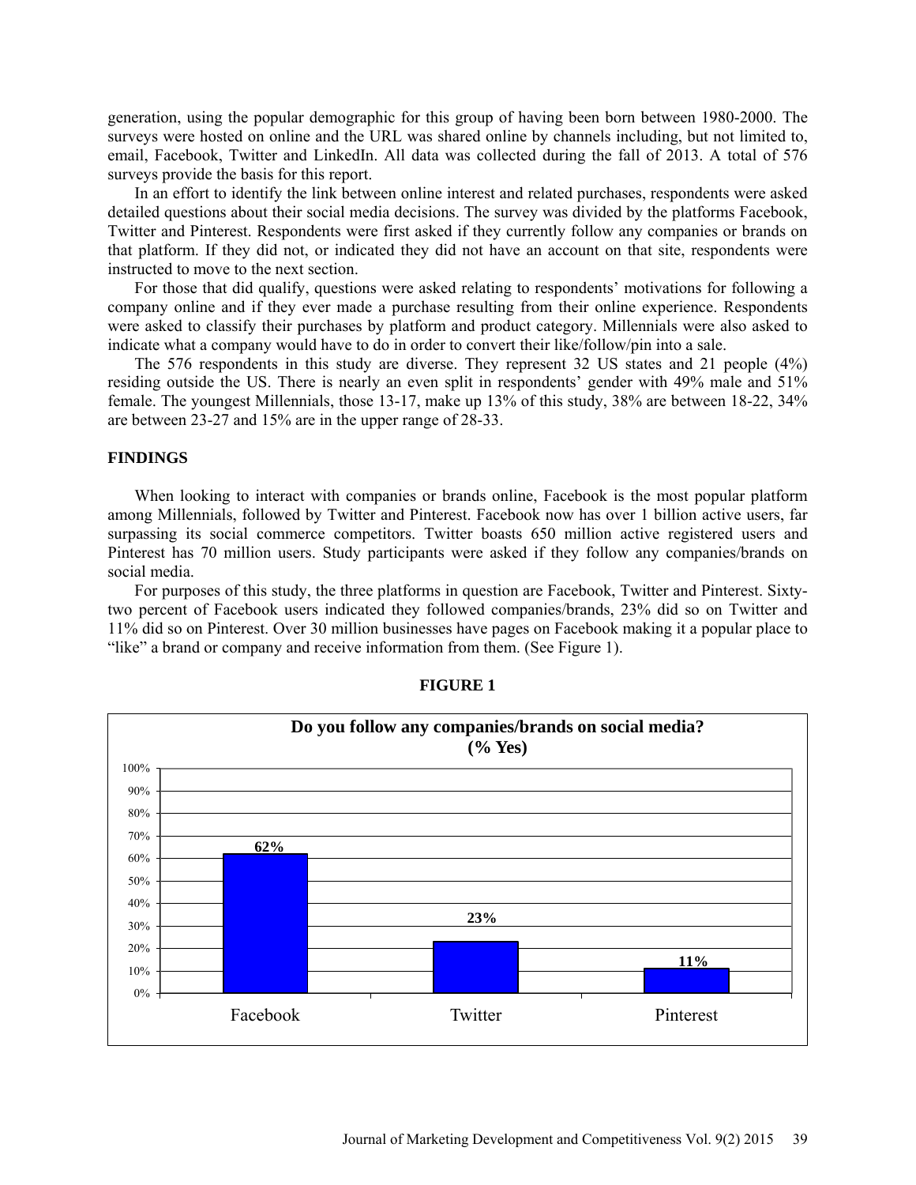generation, using the popular demographic for this group of having been born between 1980-2000. The surveys were hosted on online and the URL was shared online by channels including, but not limited to, email, Facebook, Twitter and LinkedIn. All data was collected during the fall of 2013. A total of 576 surveys provide the basis for this report.

In an effort to identify the link between online interest and related purchases, respondents were asked detailed questions about their social media decisions. The survey was divided by the platforms Facebook, Twitter and Pinterest. Respondents were first asked if they currently follow any companies or brands on that platform. If they did not, or indicated they did not have an account on that site, respondents were instructed to move to the next section.

For those that did qualify, questions were asked relating to respondents' motivations for following a company online and if they ever made a purchase resulting from their online experience. Respondents were asked to classify their purchases by platform and product category. Millennials were also asked to indicate what a company would have to do in order to convert their like/follow/pin into a sale.

The 576 respondents in this study are diverse. They represent 32 US states and 21 people (4%) residing outside the US. There is nearly an even split in respondents' gender with 49% male and 51% female. The youngest Millennials, those 13-17, make up 13% of this study, 38% are between 18-22, 34% are between 23-27 and 15% are in the upper range of 28-33.

## FINDINGS

When looking to interact with companies or brands online, Facebook is the most popular platform among Millennials, followed by Twitter and Pinterest. Facebook now has over 1 billion active users, far surpassing its social commerce competitors. Twitter boasts 650 million active registered users and Pinterest has 70 million users. Study participants were asked if they follow any companies/brands on social media.

For purposes of this study, the three platforms in question are Facebook, Twitter and Pinterest. Sixty-two percent of Facebook users indicated they followed companies/brands, 23% did so on Twitter and 11% did so on Pinterest. Over 30 million businesses have pages on Facebook making it a popular place to "like" a brand or company and receive information from them. (See Figure 1).

**FIGURE 1**

**Do you follow any companies/brands on social media? (% Yes)**

| Platform | % Yes |
|---|---|
| Facebook | 62% |
| Twitter | 23% |
| Pinterest | 11% |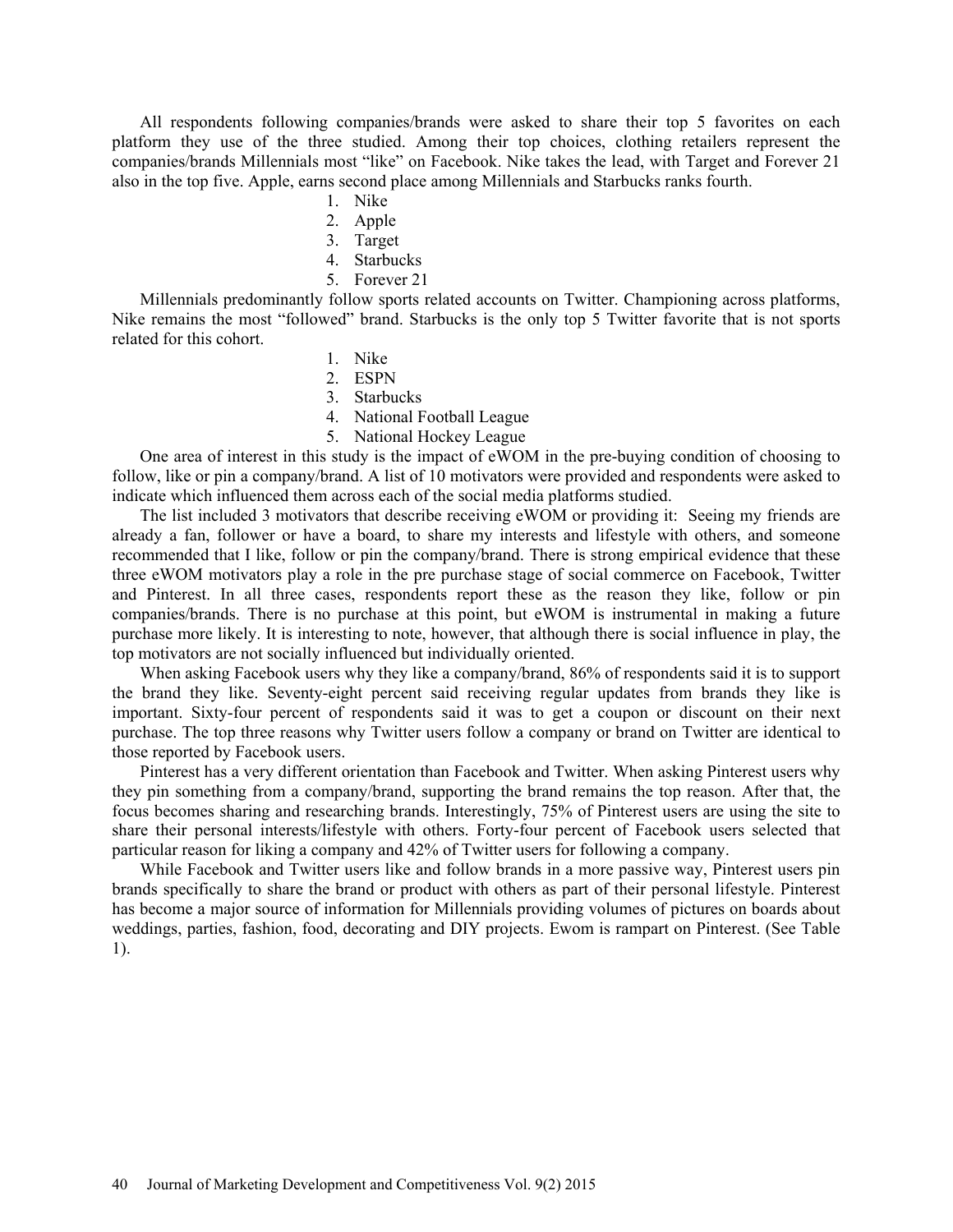All respondents following companies/brands were asked to share their top 5 favorites on each platform they use of the three studied. Among their top choices, clothing retailers represent the companies/brands Millennials most "like" on Facebook. Nike takes the lead, with Target and Forever 21 also in the top five. Apple, earns second place among Millennials and Starbucks ranks fourth.

1. Nike
2. Apple
3. Target
4. Starbucks
5. Forever 21

Millennials predominantly follow sports related accounts on Twitter. Championing across platforms, Nike remains the most "followed" brand. Starbucks is the only top 5 Twitter favorite that is not sports related for this cohort.

1. Nike
2. ESPN
3. Starbucks
4. National Football League
5. National Hockey League

One area of interest in this study is the impact of eWOM in the pre-buying condition of choosing to follow, like or pin a company/brand. A list of 10 motivators were provided and respondents were asked to indicate which influenced them across each of the social media platforms studied.

The list included 3 motivators that describe receiving eWOM or providing it: Seeing my friends are already a fan, follower or have a board, to share my interests and lifestyle with others, and someone recommended that I like, follow or pin the company/brand. There is strong empirical evidence that these three eWOM motivators play a role in the pre purchase stage of social commerce on Facebook, Twitter and Pinterest. In all three cases, respondents report these as the reason they like, follow or pin companies/brands. There is no purchase at this point, but eWOM is instrumental in making a future purchase more likely. It is interesting to note, however, that although there is social influence in play, the top motivators are not socially influenced but individually oriented.

When asking Facebook users why they like a company/brand, 86% of respondents said it is to support the brand they like. Seventy-eight percent said receiving regular updates from brands they like is important. Sixty-four percent of respondents said it was to get a coupon or discount on their next purchase. The top three reasons why Twitter users follow a company or brand on Twitter are identical to those reported by Facebook users.

Pinterest has a very different orientation than Facebook and Twitter. When asking Pinterest users why they pin something from a company/brand, supporting the brand remains the top reason. After that, the focus becomes sharing and researching brands. Interestingly, 75% of Pinterest users are using the site to share their personal interests/lifestyle with others. Forty-four percent of Facebook users selected that particular reason for liking a company and 42% of Twitter users for following a company.

While Facebook and Twitter users like and follow brands in a more passive way, Pinterest users pin brands specifically to share the brand or product with others as part of their personal lifestyle. Pinterest has become a major source of information for Millennials providing volumes of pictures on boards about weddings, parties, fashion, food, decorating and DIY projects. Ewom is rampart on Pinterest. (See Table 1).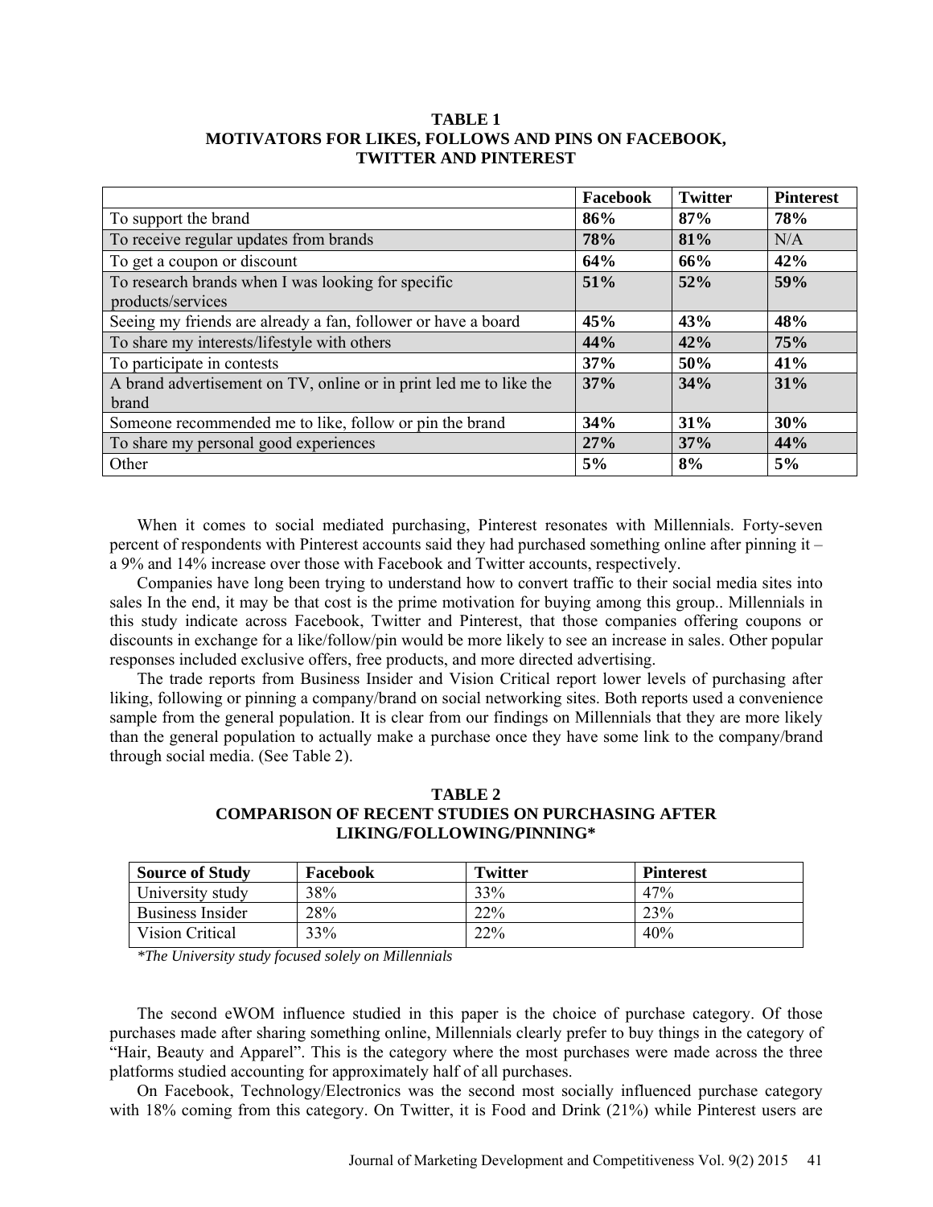**TABLE 1**
**MOTIVATORS FOR LIKES, FOLLOWS AND PINS ON FACEBOOK, TWITTER AND PINTEREST**

| | Facebook | Twitter | Pinterest |
|---|---|---|---|
| To support the brand | **86%** | **87%** | **78%** |
| To receive regular updates from brands | **78%** | **81%** | N/A |
| To get a coupon or discount | **64%** | **66%** | **42%** |
| To research brands when I was looking for specific products/services | **51%** | **52%** | **59%** |
| Seeing my friends are already a fan, follower or have a board | **45%** | **43%** | **48%** |
| To share my interests/lifestyle with others | **44%** | **42%** | **75%** |
| To participate in contests | **37%** | **50%** | **41%** |
| A brand advertisement on TV, online or in print led me to like the brand | **37%** | **34%** | **31%** |
| Someone recommended me to like, follow or pin the brand | **34%** | **31%** | **30%** |
| To share my personal good experiences | **27%** | **37%** | **44%** |
| Other | **5%** | **8%** | **5%** |

When it comes to social mediated purchasing, Pinterest resonates with Millennials. Forty-seven percent of respondents with Pinterest accounts said they had purchased something online after pinning it – a 9% and 14% increase over those with Facebook and Twitter accounts, respectively.

Companies have long been trying to understand how to convert traffic to their social media sites into sales In the end, it may be that cost is the prime motivation for buying among this group.. Millennials in this study indicate across Facebook, Twitter and Pinterest, that those companies offering coupons or discounts in exchange for a like/follow/pin would be more likely to see an increase in sales. Other popular responses included exclusive offers, free products, and more directed advertising.

The trade reports from Business Insider and Vision Critical report lower levels of purchasing after liking, following or pinning a company/brand on social networking sites. Both reports used a convenience sample from the general population. It is clear from our findings on Millennials that they are more likely than the general population to actually make a purchase once they have some link to the company/brand through social media. (See Table 2).

**TABLE 2**
**COMPARISON OF RECENT STUDIES ON PURCHASING AFTER LIKING/FOLLOWING/PINNING***

| Source of Study | Facebook | Twitter | Pinterest |
|---|---|---|---|
| University study | 38% | 33% | 47% |
| Business Insider | 28% | 22% | 23% |
| Vision Critical | 33% | 22% | 40% |

*\*The University study focused solely on Millennials*

The second eWOM influence studied in this paper is the choice of purchase category. Of those purchases made after sharing something online, Millennials clearly prefer to buy things in the category of "Hair, Beauty and Apparel". This is the category where the most purchases were made across the three platforms studied accounting for approximately half of all purchases.

On Facebook, Technology/Electronics was the second most socially influenced purchase category with 18% coming from this category. On Twitter, it is Food and Drink (21%) while Pinterest users are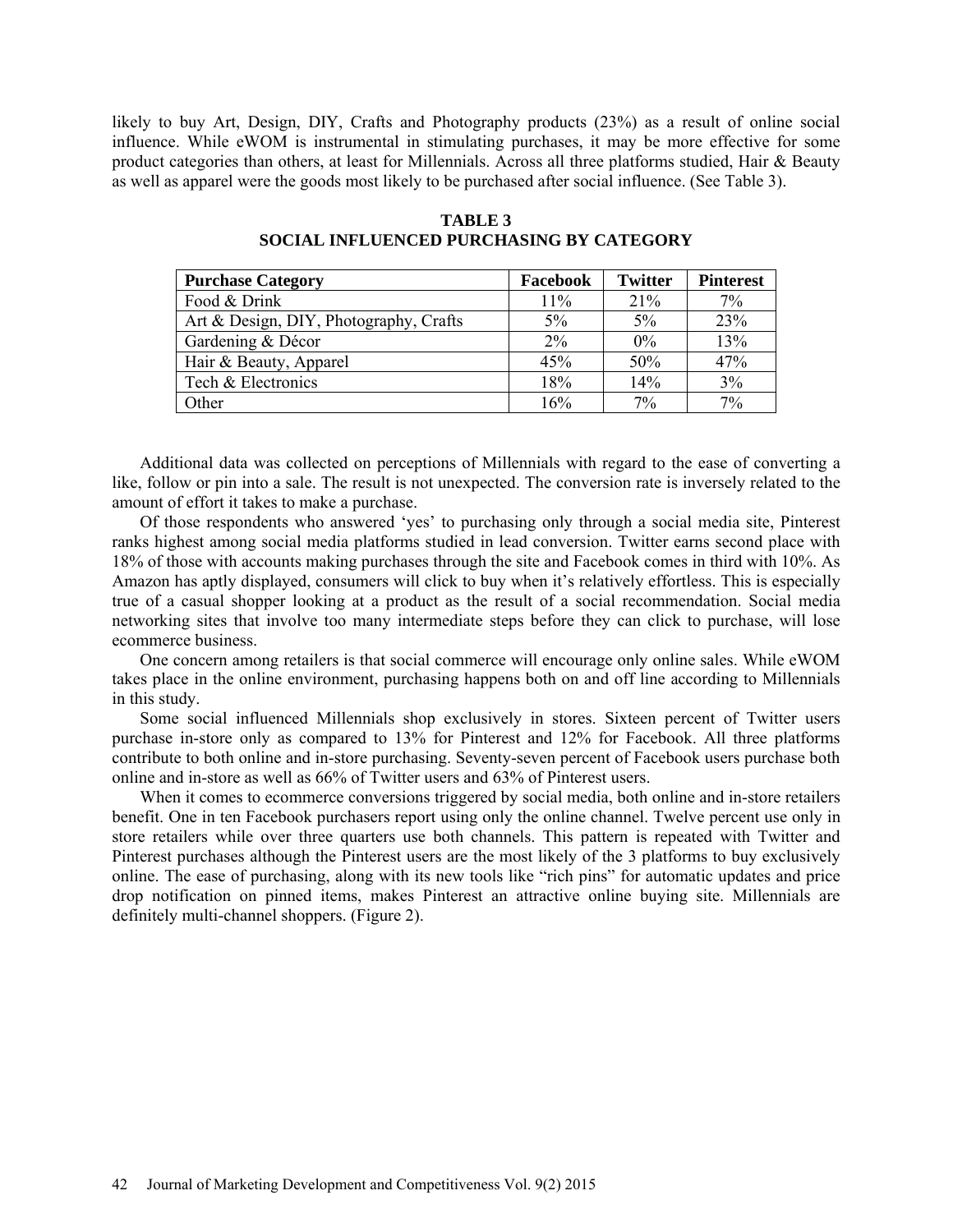likely to buy Art, Design, DIY, Crafts and Photography products (23%) as a result of online social influence. While eWOM is instrumental in stimulating purchases, it may be more effective for some product categories than others, at least for Millennials. Across all three platforms studied, Hair & Beauty as well as apparel were the goods most likely to be purchased after social influence. (See Table 3).

**TABLE 3**
**SOCIAL INFLUENCED PURCHASING BY CATEGORY**

| Purchase Category | Facebook | Twitter | Pinterest |
|---|---|---|---|
| Food & Drink | 11% | 21% | 7% |
| Art & Design, DIY, Photography, Crafts | 5% | 5% | 23% |
| Gardening & Décor | 2% | 0% | 13% |
| Hair & Beauty, Apparel | 45% | 50% | 47% |
| Tech & Electronics | 18% | 14% | 3% |
| Other | 16% | 7% | 7% |

Additional data was collected on perceptions of Millennials with regard to the ease of converting a like, follow or pin into a sale. The result is not unexpected. The conversion rate is inversely related to the amount of effort it takes to make a purchase.

Of those respondents who answered 'yes' to purchasing only through a social media site, Pinterest ranks highest among social media platforms studied in lead conversion. Twitter earns second place with 18% of those with accounts making purchases through the site and Facebook comes in third with 10%. As Amazon has aptly displayed, consumers will click to buy when it's relatively effortless. This is especially true of a casual shopper looking at a product as the result of a social recommendation. Social media networking sites that involve too many intermediate steps before they can click to purchase, will lose ecommerce business.

One concern among retailers is that social commerce will encourage only online sales. While eWOM takes place in the online environment, purchasing happens both on and off line according to Millennials in this study.

Some social influenced Millennials shop exclusively in stores. Sixteen percent of Twitter users purchase in-store only as compared to 13% for Pinterest and 12% for Facebook. All three platforms contribute to both online and in-store purchasing. Seventy-seven percent of Facebook users purchase both online and in-store as well as 66% of Twitter users and 63% of Pinterest users.

When it comes to ecommerce conversions triggered by social media, both online and in-store retailers benefit. One in ten Facebook purchasers report using only the online channel. Twelve percent use only in store retailers while over three quarters use both channels. This pattern is repeated with Twitter and Pinterest purchases although the Pinterest users are the most likely of the 3 platforms to buy exclusively online. The ease of purchasing, along with its new tools like "rich pins" for automatic updates and price drop notification on pinned items, makes Pinterest an attractive online buying site. Millennials are definitely multi-channel shoppers. (Figure 2).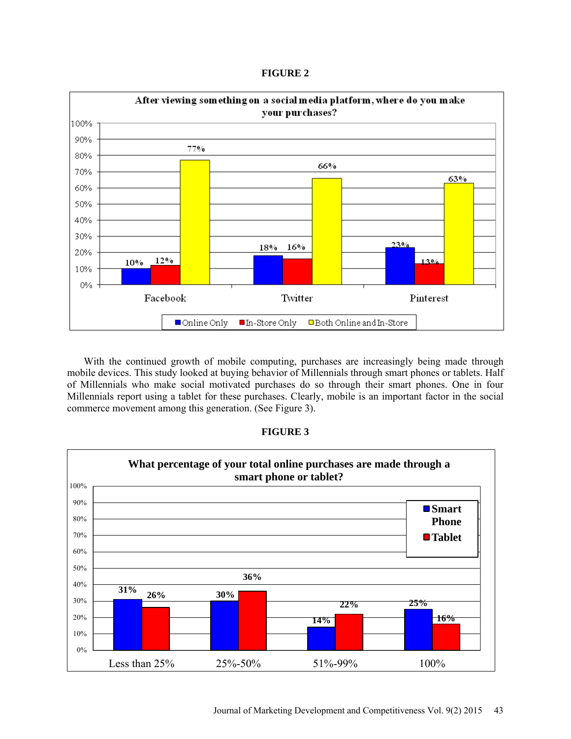**FIGURE 2**

After viewing something on a social media platform, where do you make your purchases?

| | Online Only | In-Store Only | Both Online and In-Store |
|---|---|---|---|
| Facebook | 10% | 12% | 77% |
| Twitter | 18% | 16% | 66% |
| Pinterest | 23% | 13% | 63% |

With the continued growth of mobile computing, purchases are increasingly being made through mobile devices. This study looked at buying behavior of Millennials through smart phones or tablets. Half of Millennials who make social motivated purchases do so through their smart phones. One in four Millennials report using a tablet for these purchases. Clearly, mobile is an important factor in the social commerce movement among this generation. (See Figure 3).

**FIGURE 3**

What percentage of your total online purchases are made through a smart phone or tablet?

| | Smart Phone | Tablet |
|---|---|---|
| Less than 25% | 31% | 26% |
| 25%-50% | 30% | 36% |
| 51%-99% | 14% | 22% |
| 100% | 25% | 16% |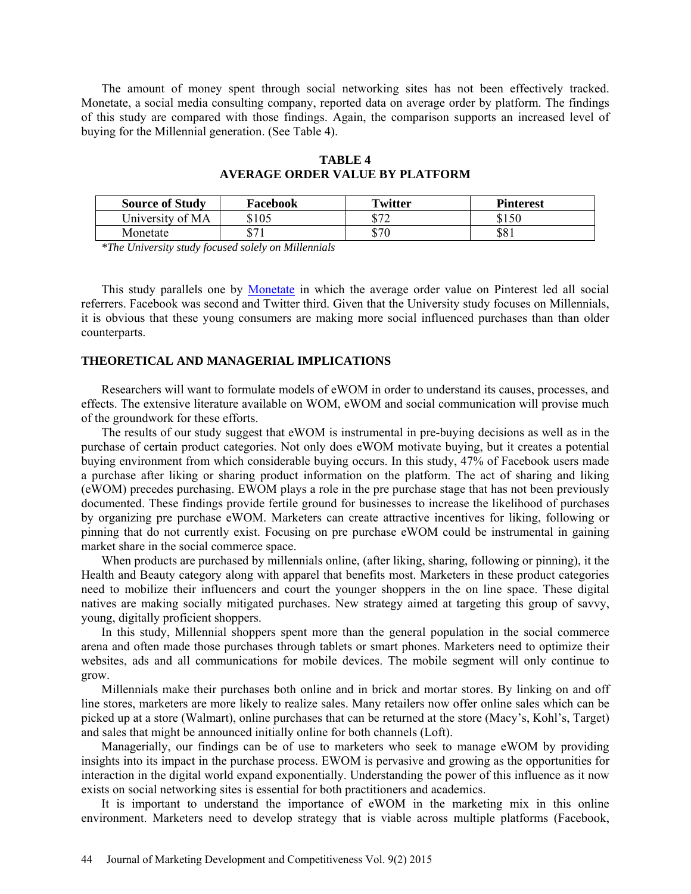The amount of money spent through social networking sites has not been effectively tracked. Monetate, a social media consulting company, reported data on average order by platform. The findings of this study are compared with those findings. Again, the comparison supports an increased level of buying for the Millennial generation. (See Table 4).

**TABLE 4**
**AVERAGE ORDER VALUE BY PLATFORM**

| Source of Study | Facebook | Twitter | Pinterest |
|---|---|---|---|
| University of MA | $105 | $72 | $150 |
| Monetate | $71 | $70 | $81 |

*\*The University study focused solely on Millennials*

This study parallels one by Monetate in which the average order value on Pinterest led all social referrers. Facebook was second and Twitter third. Given that the University study focuses on Millennials, it is obvious that these young consumers are making more social influenced purchases than than older counterparts.

## THEORETICAL AND MANAGERIAL IMPLICATIONS

Researchers will want to formulate models of eWOM in order to understand its causes, processes, and effects. The extensive literature available on WOM, eWOM and social communication will provise much of the groundwork for these efforts.

The results of our study suggest that eWOM is instrumental in pre-buying decisions as well as in the purchase of certain product categories. Not only does eWOM motivate buying, but it creates a potential buying environment from which considerable buying occurs. In this study, 47% of Facebook users made a purchase after liking or sharing product information on the platform. The act of sharing and liking (eWOM) precedes purchasing. EWOM plays a role in the pre purchase stage that has not been previously documented. These findings provide fertile ground for businesses to increase the likelihood of purchases by organizing pre purchase eWOM. Marketers can create attractive incentives for liking, following or pinning that do not currently exist. Focusing on pre purchase eWOM could be instrumental in gaining market share in the social commerce space.

When products are purchased by millennials online, (after liking, sharing, following or pinning), it the Health and Beauty category along with apparel that benefits most. Marketers in these product categories need to mobilize their influencers and court the younger shoppers in the on line space. These digital natives are making socially mitigated purchases. New strategy aimed at targeting this group of savvy, young, digitally proficient shoppers.

In this study, Millennial shoppers spent more than the general population in the social commerce arena and often made those purchases through tablets or smart phones. Marketers need to optimize their websites, ads and all communications for mobile devices. The mobile segment will only continue to grow.

Millennials make their purchases both online and in brick and mortar stores. By linking on and off line stores, marketers are more likely to realize sales. Many retailers now offer online sales which can be picked up at a store (Walmart), online purchases that can be returned at the store (Macy's, Kohl's, Target) and sales that might be announced initially online for both channels (Loft).

Managerially, our findings can be of use to marketers who seek to manage eWOM by providing insights into its impact in the purchase process. EWOM is pervasive and growing as the opportunities for interaction in the digital world expand exponentially. Understanding the power of this influence as it now exists on social networking sites is essential for both practitioners and academics.

It is important to understand the importance of eWOM in the marketing mix in this online environment. Marketers need to develop strategy that is viable across multiple platforms (Facebook,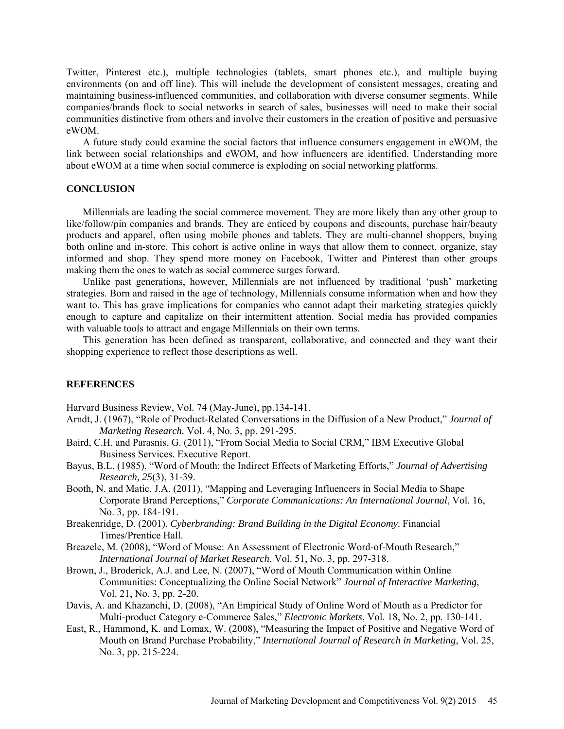Twitter, Pinterest etc.), multiple technologies (tablets, smart phones etc.), and multiple buying environments (on and off line). This will include the development of consistent messages, creating and maintaining business-influenced communities, and collaboration with diverse consumer segments. While companies/brands flock to social networks in search of sales, businesses will need to make their social communities distinctive from others and involve their customers in the creation of positive and persuasive eWOM.

A future study could examine the social factors that influence consumers engagement in eWOM, the link between social relationships and eWOM, and how influencers are identified. Understanding more about eWOM at a time when social commerce is exploding on social networking platforms.

## CONCLUSION

Millennials are leading the social commerce movement. They are more likely than any other group to like/follow/pin companies and brands. They are enticed by coupons and discounts, purchase hair/beauty products and apparel, often using mobile phones and tablets. They are multi-channel shoppers, buying both online and in-store. This cohort is active online in ways that allow them to connect, organize, stay informed and shop. They spend more money on Facebook, Twitter and Pinterest than other groups making them the ones to watch as social commerce surges forward.

Unlike past generations, however, Millennials are not influenced by traditional 'push' marketing strategies. Born and raised in the age of technology, Millennials consume information when and how they want to. This has grave implications for companies who cannot adapt their marketing strategies quickly enough to capture and capitalize on their intermittent attention. Social media has provided companies with valuable tools to attract and engage Millennials on their own terms.

This generation has been defined as transparent, collaborative, and connected and they want their shopping experience to reflect those descriptions as well.

## REFERENCES

Harvard Business Review, Vol. 74 (May-June), pp.134-141.

Arndt, J. (1967), "Role of Product-Related Conversations in the Diffusion of a New Product," *Journal of Marketing Research.* Vol. 4, No. 3, pp. 291-295.

Baird, C.H. and Parasnis, G. (2011), "From Social Media to Social CRM," IBM Executive Global Business Services. Executive Report.

Bayus, B.L. (1985), "Word of Mouth: the Indirect Effects of Marketing Efforts," *Journal of Advertising Research, 25*(3), 31-39.

Booth, N. and Matic, J.A. (2011), "Mapping and Leveraging Influencers in Social Media to Shape Corporate Brand Perceptions," *Corporate Communications: An International Journal*, Vol. 16, No. 3, pp. 184-191.

Breakenridge, D. (2001), *Cyberbranding: Brand Building in the Digital Economy*. Financial Times/Prentice Hall.

Breazele, M. (2008), "Word of Mouse: An Assessment of Electronic Word-of-Mouth Research," *International Journal of Market Research*, Vol. 51, No. 3, pp. 297-318.

Brown, J., Broderick, A.J. and Lee, N. (2007), "Word of Mouth Communication within Online Communities: Conceptualizing the Online Social Network" *Journal of Interactive Marketing*, Vol. 21, No. 3, pp. 2-20.

Davis, A. and Khazanchi, D. (2008), "An Empirical Study of Online Word of Mouth as a Predictor for Multi-product Category e-Commerce Sales," *Electronic Markets*, Vol. 18, No. 2, pp. 130-141.

East, R., Hammond, K. and Lomax, W. (2008), "Measuring the Impact of Positive and Negative Word of Mouth on Brand Purchase Probability," *International Journal of Research in Marketing*, Vol. 25, No. 3, pp. 215-224.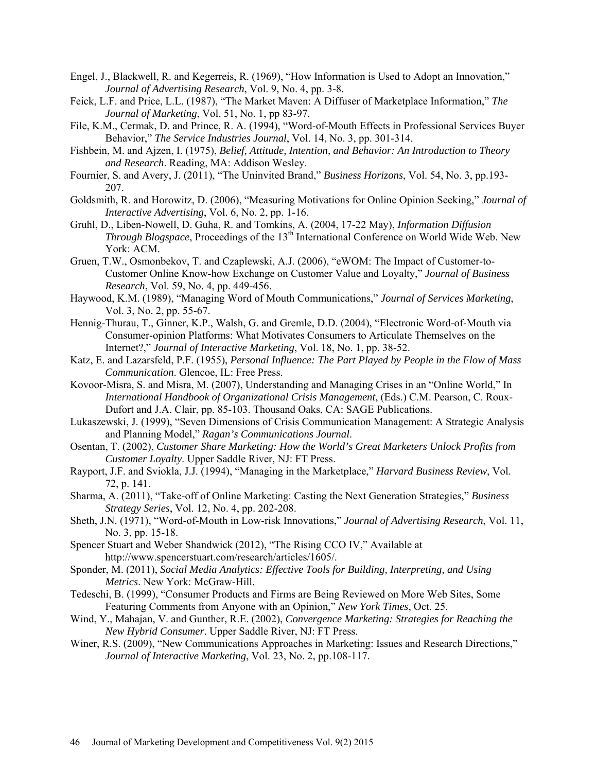Engel, J., Blackwell, R. and Kegerreis, R. (1969), "How Information is Used to Adopt an Innovation," *Journal of Advertising Research*, Vol. 9, No. 4, pp. 3-8.

Feick, L.F. and Price, L.L. (1987), "The Market Maven: A Diffuser of Marketplace Information," *The Journal of Marketing*, Vol. 51, No. 1, pp 83-97.

File, K.M., Cermak, D. and Prince, R. A. (1994), "Word-of-Mouth Effects in Professional Services Buyer Behavior," *The Service Industries Journal*, Vol. 14, No. 3, pp. 301-314.

Fishbein, M. and Ajzen, I. (1975), *Belief, Attitude, Intention, and Behavior: An Introduction to Theory and Research*. Reading, MA: Addison Wesley.

Fournier, S. and Avery, J. (2011), "The Uninvited Brand," *Business Horizons*, Vol. 54, No. 3, pp.193-207.

Goldsmith, R. and Horowitz, D. (2006), "Measuring Motivations for Online Opinion Seeking," *Journal of Interactive Advertising*, Vol. 6, No. 2, pp. 1-16.

Gruhl, D., Liben-Nowell, D. Guha, R. and Tomkins, A. (2004, 17-22 May), *Information Diffusion Through Blogspace*, Proceedings of the 13th International Conference on World Wide Web. New York: ACM.

Gruen, T.W., Osmonbekov, T. and Czaplewski, A.J. (2006), "eWOM: The Impact of Customer-to-Customer Online Know-how Exchange on Customer Value and Loyalty," *Journal of Business Research*, Vol. 59, No. 4, pp. 449-456.

Haywood, K.M. (1989), "Managing Word of Mouth Communications," *Journal of Services Marketing*, Vol. 3, No. 2, pp. 55-67.

Hennig-Thurau, T., Ginner, K.P., Walsh, G. and Gremle, D.D. (2004), "Electronic Word-of-Mouth via Consumer-opinion Platforms: What Motivates Consumers to Articulate Themselves on the Internet?," *Journal of Interactive Marketing*, Vol. 18, No. 1, pp. 38-52.

Katz, E. and Lazarsfeld, P.F. (1955), *Personal Influence: The Part Played by People in the Flow of Mass Communication*. Glencoe, IL: Free Press.

Kovoor-Misra, S. and Misra, M. (2007), Understanding and Managing Crises in an "Online World," In *International Handbook of Organizational Crisis Management*, (Eds.) C.M. Pearson, C. Roux-Dufort and J.A. Clair, pp. 85-103. Thousand Oaks, CA: SAGE Publications.

Lukaszewski, J. (1999), "Seven Dimensions of Crisis Communication Management: A Strategic Analysis and Planning Model," *Ragan's Communications Journal*.

Osentan, T. (2002), *Customer Share Marketing: How the World's Great Marketers Unlock Profits from Customer Loyalty*. Upper Saddle River, NJ: FT Press.

Rayport, J.F. and Sviokla, J.J. (1994), "Managing in the Marketplace," *Harvard Business Review*, Vol. 72, p. 141.

Sharma, A. (2011), "Take-off of Online Marketing: Casting the Next Generation Strategies," *Business Strategy Series*, Vol. 12, No. 4, pp. 202-208.

Sheth, J.N. (1971), "Word-of-Mouth in Low-risk Innovations," *Journal of Advertising Research*, Vol. 11, No. 3, pp. 15-18.

Spencer Stuart and Weber Shandwick (2012), "The Rising CCO IV," Available at http://www.spencerstuart.com/research/articles/1605/.

Sponder, M. (2011), *Social Media Analytics: Effective Tools for Building, Interpreting, and Using Metrics*. New York: McGraw-Hill.

Tedeschi, B. (1999), "Consumer Products and Firms are Being Reviewed on More Web Sites, Some Featuring Comments from Anyone with an Opinion," *New York Times*, Oct. 25.

Wind, Y., Mahajan, V. and Gunther, R.E. (2002), *Convergence Marketing: Strategies for Reaching the New Hybrid Consumer*. Upper Saddle River, NJ: FT Press.

Winer, R.S. (2009), "New Communications Approaches in Marketing: Issues and Research Directions," *Journal of Interactive Marketing*, Vol. 23, No. 2, pp.108-117.